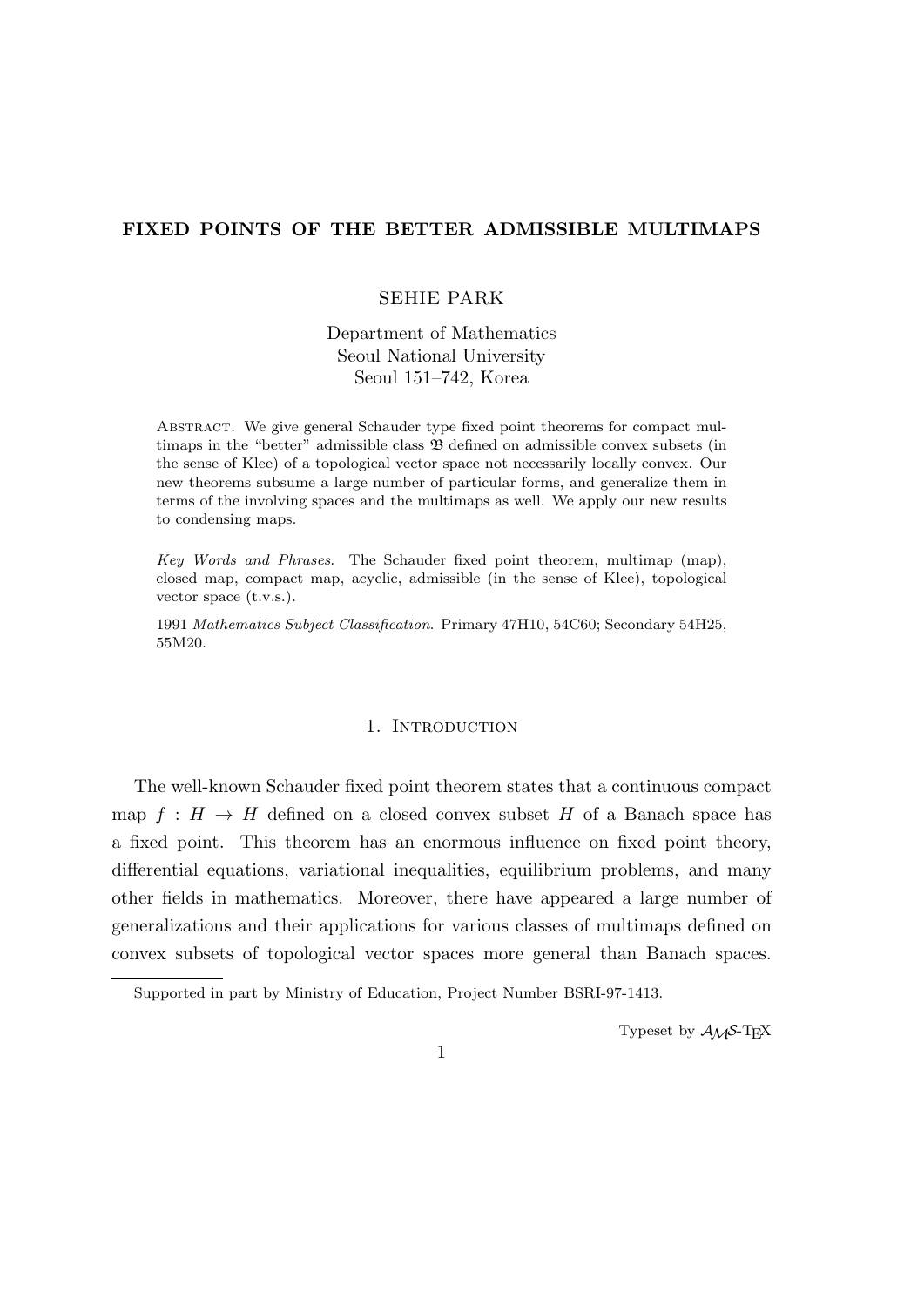# FIXED POINTS OF THE BETTER ADMISSIBLE MULTIMAPS

SEHIE PARK

Department of Mathematics
Seoul National University
Seoul 151–742, Korea

Abstract. We give general Schauder type fixed point theorems for compact multimaps in the "better" admissible class $\mathfrak{B}$ defined on admissible convex subsets (in the sense of Klee) of a topological vector space not necessarily locally convex. Our new theorems subsume a large number of particular forms, and generalize them in terms of the involving spaces and the multimaps as well. We apply our new results to condensing maps.

*Key Words and Phrases.* The Schauder fixed point theorem, multimap (map), closed map, compact map, acyclic, admissible (in the sense of Klee), topological vector space (t.v.s.).

1991 *Mathematics Subject Classification*. Primary 47H10, 54C60; Secondary 54H25, 55M20.

## 1. Introduction

The well-known Schauder fixed point theorem states that a continuous compact map $f : H \to H$ defined on a closed convex subset $H$ of a Banach space has a fixed point. This theorem has an enormous influence on fixed point theory, differential equations, variational inequalities, equilibrium problems, and many other fields in mathematics. Moreover, there have appeared a large number of generalizations and their applications for various classes of multimaps defined on convex subsets of topological vector spaces more general than Banach spaces.

Supported in part by Ministry of Education, Project Number BSRI-97-1413.

Typeset by $\mathcal{A}_\mathcal{M}\mathcal{S}$-TEX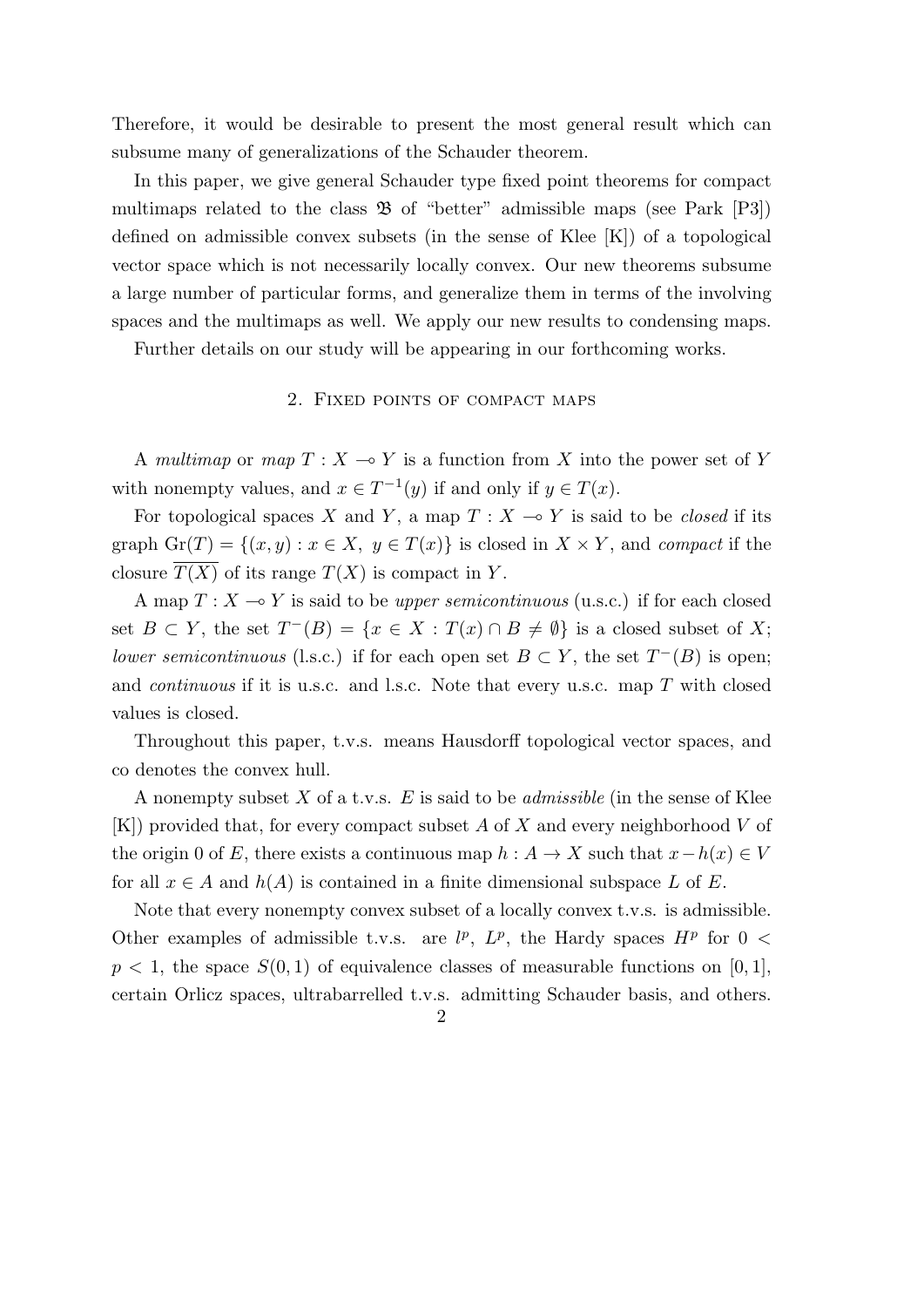Therefore, it would be desirable to present the most general result which can subsume many of generalizations of the Schauder theorem.

In this paper, we give general Schauder type fixed point theorems for compact multimaps related to the class $\mathfrak{B}$ of "better" admissible maps (see Park [P3]) defined on admissible convex subsets (in the sense of Klee [K]) of a topological vector space which is not necessarily locally convex. Our new theorems subsume a large number of particular forms, and generalize them in terms of the involving spaces and the multimaps as well. We apply our new results to condensing maps.

Further details on our study will be appearing in our forthcoming works.

## 2. Fixed points of compact maps

A *multimap* or *map* $T : X \multimap Y$ is a function from $X$ into the power set of $Y$ with nonempty values, and $x \in T^{-1}(y)$ if and only if $y \in T(x)$.

For topological spaces $X$ and $Y$, a map $T : X \multimap Y$ is said to be *closed* if its graph $\mathrm{Gr}(T) = \{(x, y) : x \in X,\ y \in T(x)\}$ is closed in $X \times Y$, and *compact* if the closure $\overline{T(X)}$ of its range $T(X)$ is compact in $Y$.

A map $T : X \multimap Y$ is said to be *upper semicontinuous* (u.s.c.) if for each closed set $B \subset Y$, the set $T^{-}(B) = \{x \in X : T(x) \cap B \neq \emptyset\}$ is a closed subset of $X$; *lower semicontinuous* (l.s.c.) if for each open set $B \subset Y$, the set $T^{-}(B)$ is open; and *continuous* if it is u.s.c. and l.s.c. Note that every u.s.c. map $T$ with closed values is closed.

Throughout this paper, t.v.s. means Hausdorff topological vector spaces, and co denotes the convex hull.

A nonempty subset $X$ of a t.v.s. $E$ is said to be *admissible* (in the sense of Klee [K]) provided that, for every compact subset $A$ of $X$ and every neighborhood $V$ of the origin 0 of $E$, there exists a continuous map $h : A \to X$ such that $x - h(x) \in V$ for all $x \in A$ and $h(A)$ is contained in a finite dimensional subspace $L$ of $E$.

Note that every nonempty convex subset of a locally convex t.v.s. is admissible. Other examples of admissible t.v.s. are $l^p$, $L^p$, the Hardy spaces $H^p$ for $0 < p < 1$, the space $S(0, 1)$ of equivalence classes of measurable functions on $[0, 1]$, certain Orlicz spaces, ultrabarrelled t.v.s. admitting Schauder basis, and others.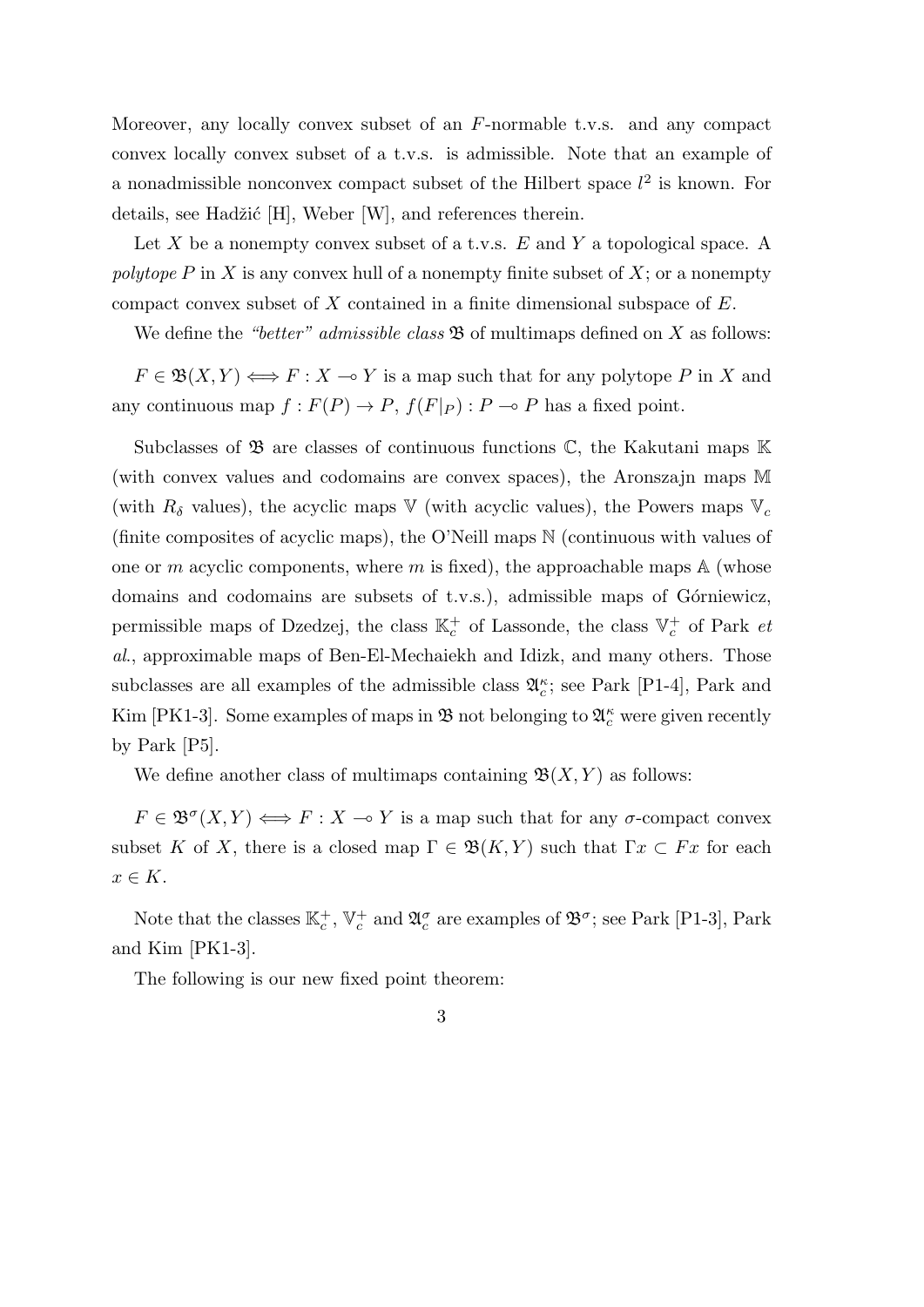Moreover, any locally convex subset of an $F$-normable t.v.s. and any compact convex locally convex subset of a t.v.s. is admissible. Note that an example of a nonadmissible nonconvex compact subset of the Hilbert space $l^2$ is known. For details, see Hadžić [H], Weber [W], and references therein.

Let $X$ be a nonempty convex subset of a t.v.s. $E$ and $Y$ a topological space. A *polytope* $P$ in $X$ is any convex hull of a nonempty finite subset of $X$; or a nonempty compact convex subset of $X$ contained in a finite dimensional subspace of $E$.

We define the *"better" admissible class* $\mathfrak{B}$ of multimaps defined on $X$ as follows:

$F \in \mathfrak{B}(X, Y) \Longleftrightarrow F : X \multimap Y$ is a map such that for any polytope $P$ in $X$ and any continuous map $f : F(P) \to P$, $f(F|_P) : P \multimap P$ has a fixed point.

Subclasses of $\mathfrak{B}$ are classes of continuous functions $\mathbb{C}$, the Kakutani maps $\mathbb{K}$ (with convex values and codomains are convex spaces), the Aronszajn maps $\mathbb{M}$ (with $R_\delta$ values), the acyclic maps $\mathbb{V}$ (with acyclic values), the Powers maps $\mathbb{V}_c$ (finite composites of acyclic maps), the O'Neill maps $\mathbb{N}$ (continuous with values of one or $m$ acyclic components, where $m$ is fixed), the approachable maps $\mathbb{A}$ (whose domains and codomains are subsets of t.v.s.), admissible maps of Górniewicz, permissible maps of Dzedzej, the class $\mathbb{K}_c^+$ of Lassonde, the class $\mathbb{V}_c^+$ of Park *et al.*, approximable maps of Ben-El-Mechaiekh and Idizk, and many others. Those subclasses are all examples of the admissible class $\mathfrak{A}_c^\kappa$; see Park [P1-4], Park and Kim [PK1-3]. Some examples of maps in $\mathfrak{B}$ not belonging to $\mathfrak{A}_c^\kappa$ were given recently by Park [P5].

We define another class of multimaps containing $\mathfrak{B}(X, Y)$ as follows:

$F \in \mathfrak{B}^\sigma(X, Y) \Longleftrightarrow F : X \multimap Y$ is a map such that for any $\sigma$-compact convex subset $K$ of $X$, there is a closed map $\Gamma \in \mathfrak{B}(K, Y)$ such that $\Gamma x \subset Fx$ for each $x \in K$.

Note that the classes $\mathbb{K}_c^+$, $\mathbb{V}_c^+$ and $\mathfrak{A}_c^\sigma$ are examples of $\mathfrak{B}^\sigma$; see Park [P1-3], Park and Kim [PK1-3].

The following is our new fixed point theorem: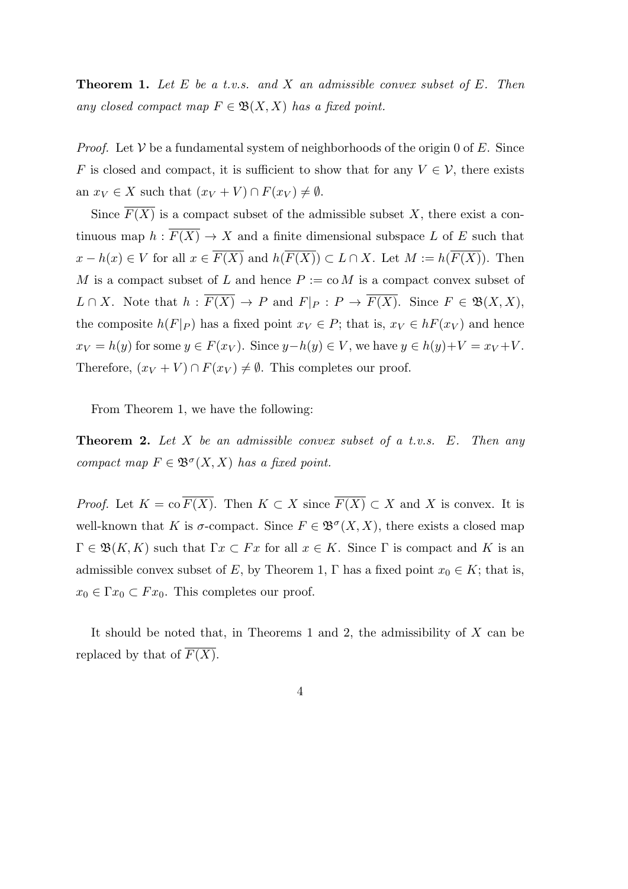**Theorem 1.** *Let $E$ be a t.v.s. and $X$ an admissible convex subset of $E$. Then any closed compact map $F \in \mathfrak{B}(X, X)$ has a fixed point.*

*Proof.* Let $\mathcal{V}$ be a fundamental system of neighborhoods of the origin 0 of $E$. Since $F$ is closed and compact, it is sufficient to show that for any $V \in \mathcal{V}$, there exists an $x_V \in X$ such that $(x_V + V) \cap F(x_V) \neq \emptyset$.

Since $\overline{F(X)}$ is a compact subset of the admissible subset $X$, there exist a continuous map $h : \overline{F(X)} \to X$ and a finite dimensional subspace $L$ of $E$ such that $x - h(x) \in V$ for all $x \in \overline{F(X)}$ and $h(\overline{F(X)}) \subset L \cap X$. Let $M := h(\overline{F(X)})$. Then $M$ is a compact subset of $L$ and hence $P := \operatorname{co} M$ is a compact convex subset of $L \cap X$. Note that $h : \overline{F(X)} \to P$ and $F|_P : P \to \overline{F(X)}$. Since $F \in \mathfrak{B}(X, X)$, the composite $h(F|_P)$ has a fixed point $x_V \in P$; that is, $x_V \in hF(x_V)$ and hence $x_V = h(y)$ for some $y \in F(x_V)$. Since $y - h(y) \in V$, we have $y \in h(y) + V = x_V + V$. Therefore, $(x_V + V) \cap F(x_V) \neq \emptyset$. This completes our proof.

From Theorem 1, we have the following:

**Theorem 2.** *Let $X$ be an admissible convex subset of a t.v.s. $E$. Then any compact map $F \in \mathfrak{B}^\sigma(X, X)$ has a fixed point.*

*Proof.* Let $K = \operatorname{co} \overline{F(X)}$. Then $K \subset X$ since $\overline{F(X)} \subset X$ and $X$ is convex. It is well-known that $K$ is $\sigma$-compact. Since $F \in \mathfrak{B}^\sigma(X, X)$, there exists a closed map $\Gamma \in \mathfrak{B}(K, K)$ such that $\Gamma x \subset Fx$ for all $x \in K$. Since $\Gamma$ is compact and $K$ is an admissible convex subset of $E$, by Theorem 1, $\Gamma$ has a fixed point $x_0 \in K$; that is, $x_0 \in \Gamma x_0 \subset F x_0$. This completes our proof.

It should be noted that, in Theorems 1 and 2, the admissibility of $X$ can be replaced by that of $\overline{F(X)}$.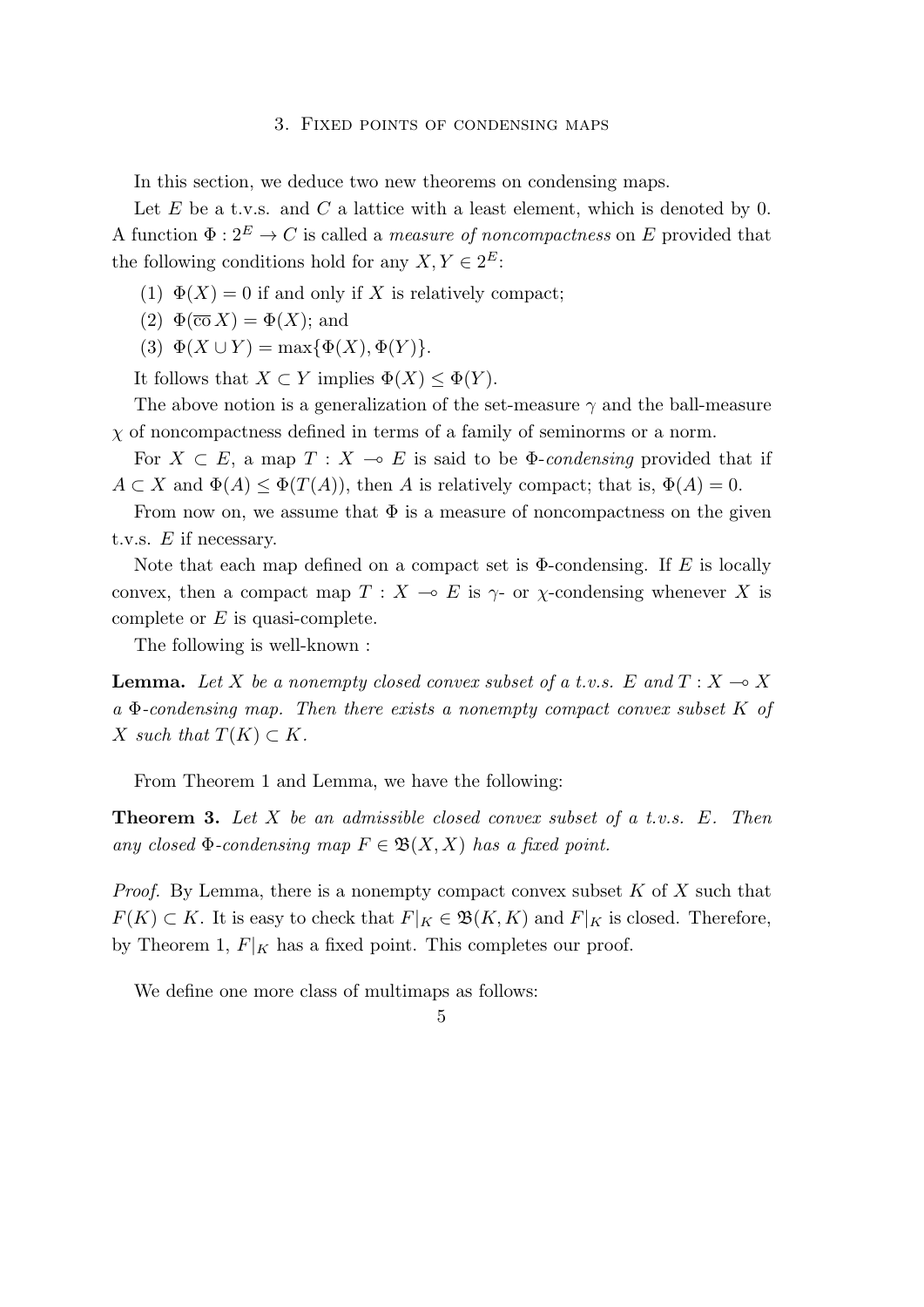## 3. Fixed points of condensing maps

In this section, we deduce two new theorems on condensing maps.

Let $E$ be a t.v.s. and $C$ a lattice with a least element, which is denoted by 0. A function $\Phi : 2^E \to C$ is called a *measure of noncompactness* on $E$ provided that the following conditions hold for any $X, Y \in 2^E$:

(1) $\Phi(X) = 0$ if and only if $X$ is relatively compact;

(2) $\Phi(\overline{\text{co}}\, X) = \Phi(X)$; and

(3) $\Phi(X \cup Y) = \max\{\Phi(X), \Phi(Y)\}$.

It follows that $X \subset Y$ implies $\Phi(X) \leq \Phi(Y)$.

The above notion is a generalization of the set-measure $\gamma$ and the ball-measure $\chi$ of noncompactness defined in terms of a family of seminorms or a norm.

For $X \subset E$, a map $T : X \multimap E$ is said to be $\Phi$-*condensing* provided that if $A \subset X$ and $\Phi(A) \leq \Phi(T(A))$, then $A$ is relatively compact; that is, $\Phi(A) = 0$.

From now on, we assume that $\Phi$ is a measure of noncompactness on the given t.v.s. $E$ if necessary.

Note that each map defined on a compact set is $\Phi$-condensing. If $E$ is locally convex, then a compact map $T : X \multimap E$ is $\gamma$- or $\chi$-condensing whenever $X$ is complete or $E$ is quasi-complete.

The following is well-known :

**Lemma.** *Let $X$ be a nonempty closed convex subset of a t.v.s. $E$ and $T : X \multimap X$ a $\Phi$-condensing map. Then there exists a nonempty compact convex subset $K$ of $X$ such that $T(K) \subset K$.*

From Theorem 1 and Lemma, we have the following:

**Theorem 3.** *Let $X$ be an admissible closed convex subset of a t.v.s. $E$. Then any closed $\Phi$-condensing map $F \in \mathfrak{B}(X, X)$ has a fixed point.*

*Proof.* By Lemma, there is a nonempty compact convex subset $K$ of $X$ such that $F(K) \subset K$. It is easy to check that $F|_K \in \mathfrak{B}(K, K)$ and $F|_K$ is closed. Therefore, by Theorem 1, $F|_K$ has a fixed point. This completes our proof.

We define one more class of multimaps as follows: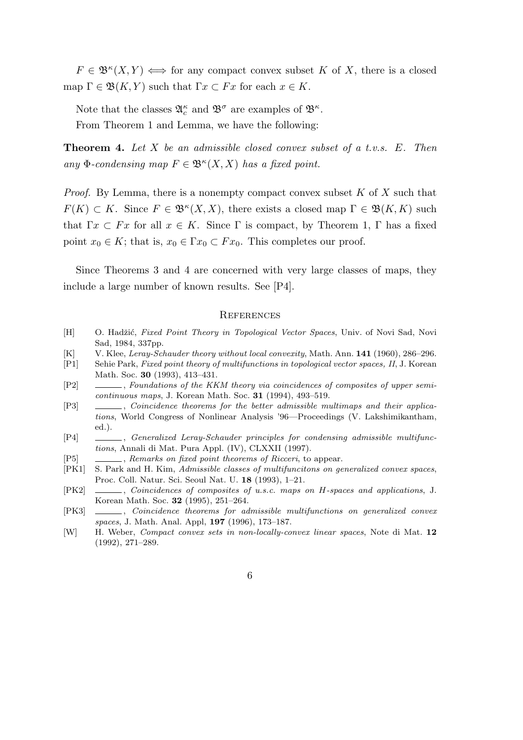$F \in \mathfrak{B}^\kappa(X,Y) \iff$ for any compact convex subset $K$ of $X$, there is a closed map $\Gamma \in \mathfrak{B}(K,Y)$ such that $\Gamma x \subset Fx$ for each $x \in K$.

Note that the classes $\mathfrak{A}_c^\kappa$ and $\mathfrak{B}^\sigma$ are examples of $\mathfrak{B}^\kappa$.

From Theorem 1 and Lemma, we have the following:

**Theorem 4.** *Let $X$ be an admissible closed convex subset of a t.v.s. $E$. Then any $\Phi$-condensing map $F \in \mathfrak{B}^\kappa(X,X)$ has a fixed point.*

*Proof.* By Lemma, there is a nonempty compact convex subset $K$ of $X$ such that $F(K) \subset K$. Since $F \in \mathfrak{B}^\kappa(X,X)$, there exists a closed map $\Gamma \in \mathfrak{B}(K,K)$ such that $\Gamma x \subset Fx$ for all $x \in K$. Since $\Gamma$ is compact, by Theorem 1, $\Gamma$ has a fixed point $x_0 \in K$; that is, $x_0 \in \Gamma x_0 \subset Fx_0$. This completes our proof.

Since Theorems 3 and 4 are concerned with very large classes of maps, they include a large number of known results. See [P4].

## References

[H] O. Hadžić, *Fixed Point Theory in Topological Vector Spaces*, Univ. of Novi Sad, Novi Sad, 1984, 337pp.

[K] V. Klee, *Leray-Schauder theory without local convexity*, Math. Ann. **141** (1960), 286–296.

[P1] Sehie Park, *Fixed point theory of multifunctions in topological vector spaces, II*, J. Korean Math. Soc. **30** (1993), 413–431.

[P2] ______, *Foundations of the KKM theory via coincidences of composites of upper semicontinuous maps*, J. Korean Math. Soc. **31** (1994), 493–519.

[P3] ______, *Coincidence theorems for the better admissible multimaps and their applications*, World Congress of Nonlinear Analysis '96—Proceedings (V. Lakshimikantham, ed.).

[P4] ______, *Generalized Leray-Schauder principles for condensing admissible multifunctions*, Annali di Mat. Pura Appl. (IV), CLXXII (1997).

[P5] ______, *Remarks on fixed point theorems of Ricceri*, to appear.

[PK1] S. Park and H. Kim, *Admissible classes of multifuncitons on generalized convex spaces*, Proc. Coll. Natur. Sci. Seoul Nat. U. **18** (1993), 1–21.

[PK2] ______, *Coincidences of composites of u.s.c. maps on H-spaces and applications*, J. Korean Math. Soc. **32** (1995), 251–264.

[PK3] ______, *Coincidence theorems for admissible multifunctions on generalized convex spaces*, J. Math. Anal. Appl, **197** (1996), 173–187.

[W] H. Weber, *Compact convex sets in non-locally-convex linear spaces*, Note di Mat. **12** (1992), 271–289.